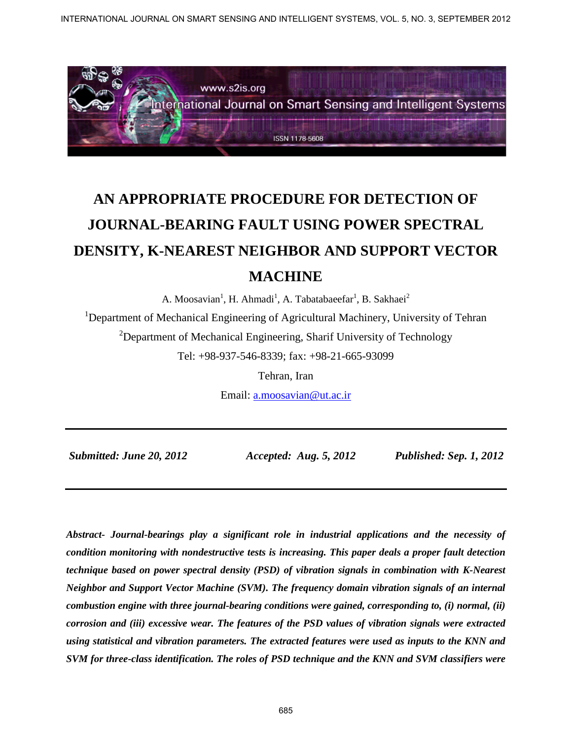# AN APPROPRIATE PROCEDURE FOR DETECTION OF JOURNAL-BEARING FAULT USING POWER SPECTRAL DENSITY, K-NEAREST NEIGHBOR AND SUPPORT VECTOR MACHINE

A. Moosavian[1], H. Ahmadi[1], A. Tabatabaeefar[1], B. Sakhaei[2]

[1]Department of Mechanical Engineering of Agricultural Machinery, University of Tehran

[2]Department of Mechanical Engineering, Sharif University of Technology

Tel: +98-937-546-8339; fax: +98-21-665-93099

Tehran, Iran

Email: a.moosavian@ut.ac.ir

---

***Submitted: June 20, 2012*** ***Accepted: Aug. 5, 2012*** ***Published: Sep. 1, 2012***

---

***Abstract- Journal-bearings play a significant role in industrial applications and the necessity of condition monitoring with nondestructive tests is increasing. This paper deals a proper fault detection technique based on power spectral density (PSD) of vibration signals in combination with K-Nearest Neighbor and Support Vector Machine (SVM). The frequency domain vibration signals of an internal combustion engine with three journal-bearing conditions were gained, corresponding to, (i) normal, (ii) corrosion and (iii) excessive wear. The features of the PSD values of vibration signals were extracted using statistical and vibration parameters. The extracted features were used as inputs to the KNN and SVM for three-class identification. The roles of PSD technique and the KNN and SVM classifiers were***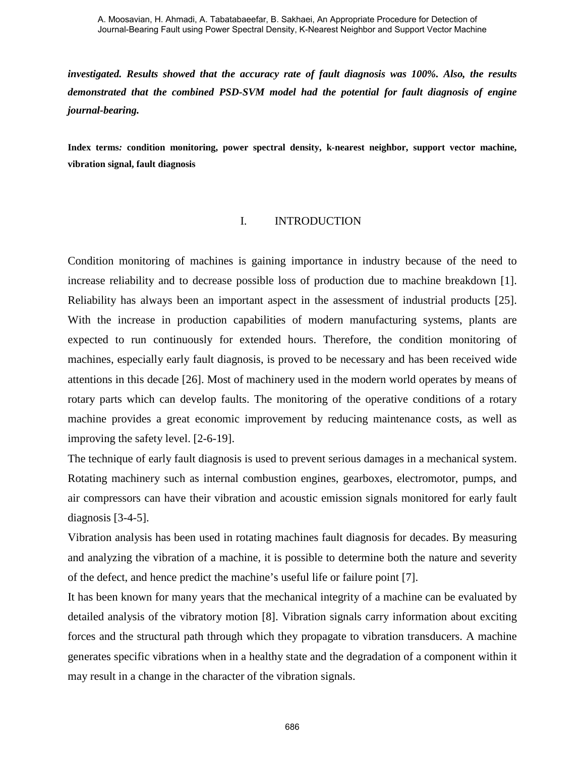***investigated. Results showed that the accuracy rate of fault diagnosis was 100%. Also, the results demonstrated that the combined PSD-SVM model had the potential for fault diagnosis of engine journal-bearing.***

**Index terms*:* condition monitoring, power spectral density, k-nearest neighbor, support vector machine, vibration signal, fault diagnosis**

## I. INTRODUCTION

Condition monitoring of machines is gaining importance in industry because of the need to increase reliability and to decrease possible loss of production due to machine breakdown [1]. Reliability has always been an important aspect in the assessment of industrial products [25]. With the increase in production capabilities of modern manufacturing systems, plants are expected to run continuously for extended hours. Therefore, the condition monitoring of machines, especially early fault diagnosis, is proved to be necessary and has been received wide attentions in this decade [26]. Most of machinery used in the modern world operates by means of rotary parts which can develop faults. The monitoring of the operative conditions of a rotary machine provides a great economic improvement by reducing maintenance costs, as well as improving the safety level. [2-6-19].

The technique of early fault diagnosis is used to prevent serious damages in a mechanical system. Rotating machinery such as internal combustion engines, gearboxes, electromotor, pumps, and air compressors can have their vibration and acoustic emission signals monitored for early fault diagnosis [3-4-5].

Vibration analysis has been used in rotating machines fault diagnosis for decades. By measuring and analyzing the vibration of a machine, it is possible to determine both the nature and severity of the defect, and hence predict the machine's useful life or failure point [7].

It has been known for many years that the mechanical integrity of a machine can be evaluated by detailed analysis of the vibratory motion [8]. Vibration signals carry information about exciting forces and the structural path through which they propagate to vibration transducers. A machine generates specific vibrations when in a healthy state and the degradation of a component within it may result in a change in the character of the vibration signals.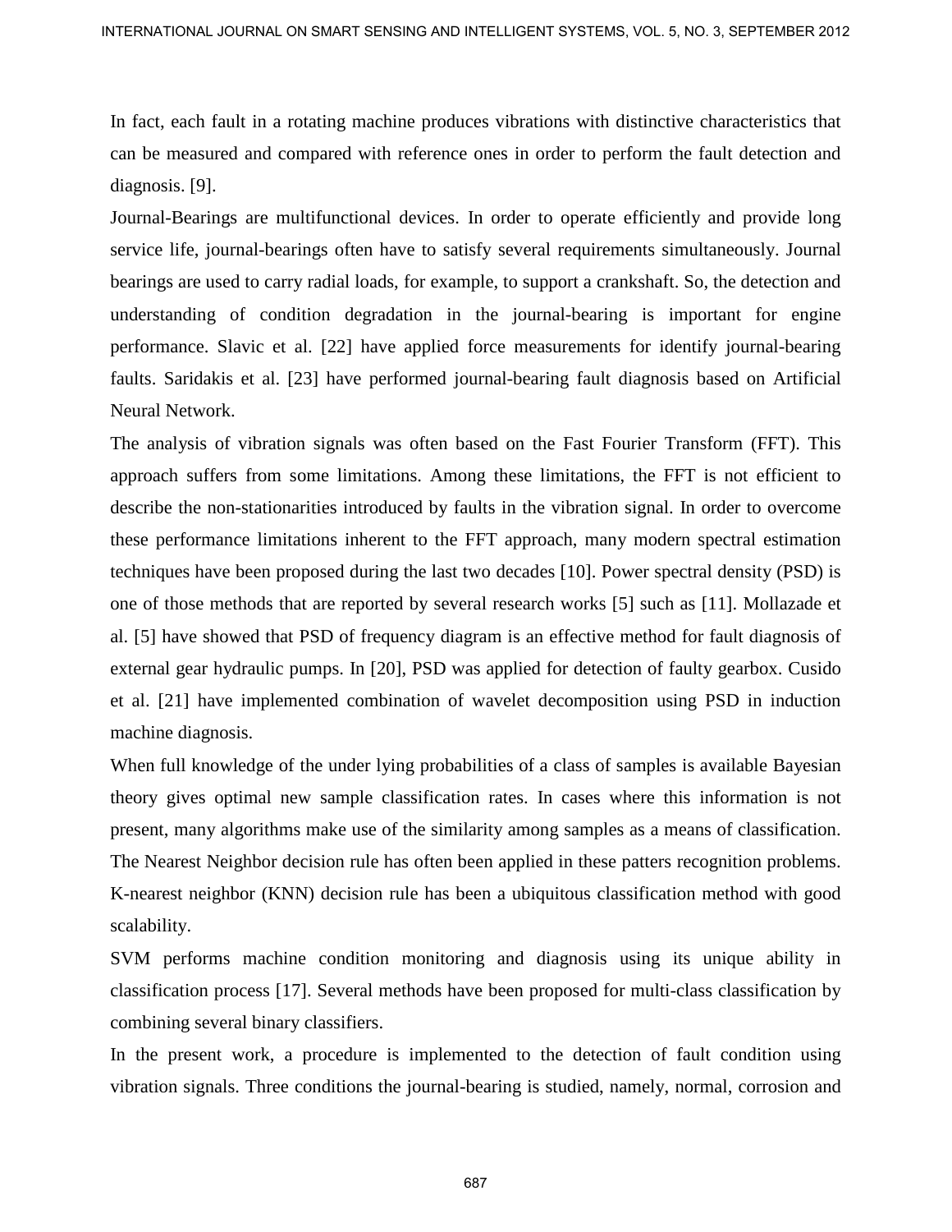In fact, each fault in a rotating machine produces vibrations with distinctive characteristics that can be measured and compared with reference ones in order to perform the fault detection and diagnosis. [9].

Journal-Bearings are multifunctional devices. In order to operate efficiently and provide long service life, journal-bearings often have to satisfy several requirements simultaneously. Journal bearings are used to carry radial loads, for example, to support a crankshaft. So, the detection and understanding of condition degradation in the journal-bearing is important for engine performance. Slavic et al. [22] have applied force measurements for identify journal-bearing faults. Saridakis et al. [23] have performed journal-bearing fault diagnosis based on Artificial Neural Network.

The analysis of vibration signals was often based on the Fast Fourier Transform (FFT). This approach suffers from some limitations. Among these limitations, the FFT is not efficient to describe the non-stationarities introduced by faults in the vibration signal. In order to overcome these performance limitations inherent to the FFT approach, many modern spectral estimation techniques have been proposed during the last two decades [10]. Power spectral density (PSD) is one of those methods that are reported by several research works [5] such as [11]. Mollazade et al. [5] have showed that PSD of frequency diagram is an effective method for fault diagnosis of external gear hydraulic pumps. In [20], PSD was applied for detection of faulty gearbox. Cusido et al. [21] have implemented combination of wavelet decomposition using PSD in induction machine diagnosis.

When full knowledge of the under lying probabilities of a class of samples is available Bayesian theory gives optimal new sample classification rates. In cases where this information is not present, many algorithms make use of the similarity among samples as a means of classification. The Nearest Neighbor decision rule has often been applied in these patters recognition problems. K-nearest neighbor (KNN) decision rule has been a ubiquitous classification method with good scalability.

SVM performs machine condition monitoring and diagnosis using its unique ability in classification process [17]. Several methods have been proposed for multi-class classification by combining several binary classifiers.

In the present work, a procedure is implemented to the detection of fault condition using vibration signals. Three conditions the journal-bearing is studied, namely, normal, corrosion and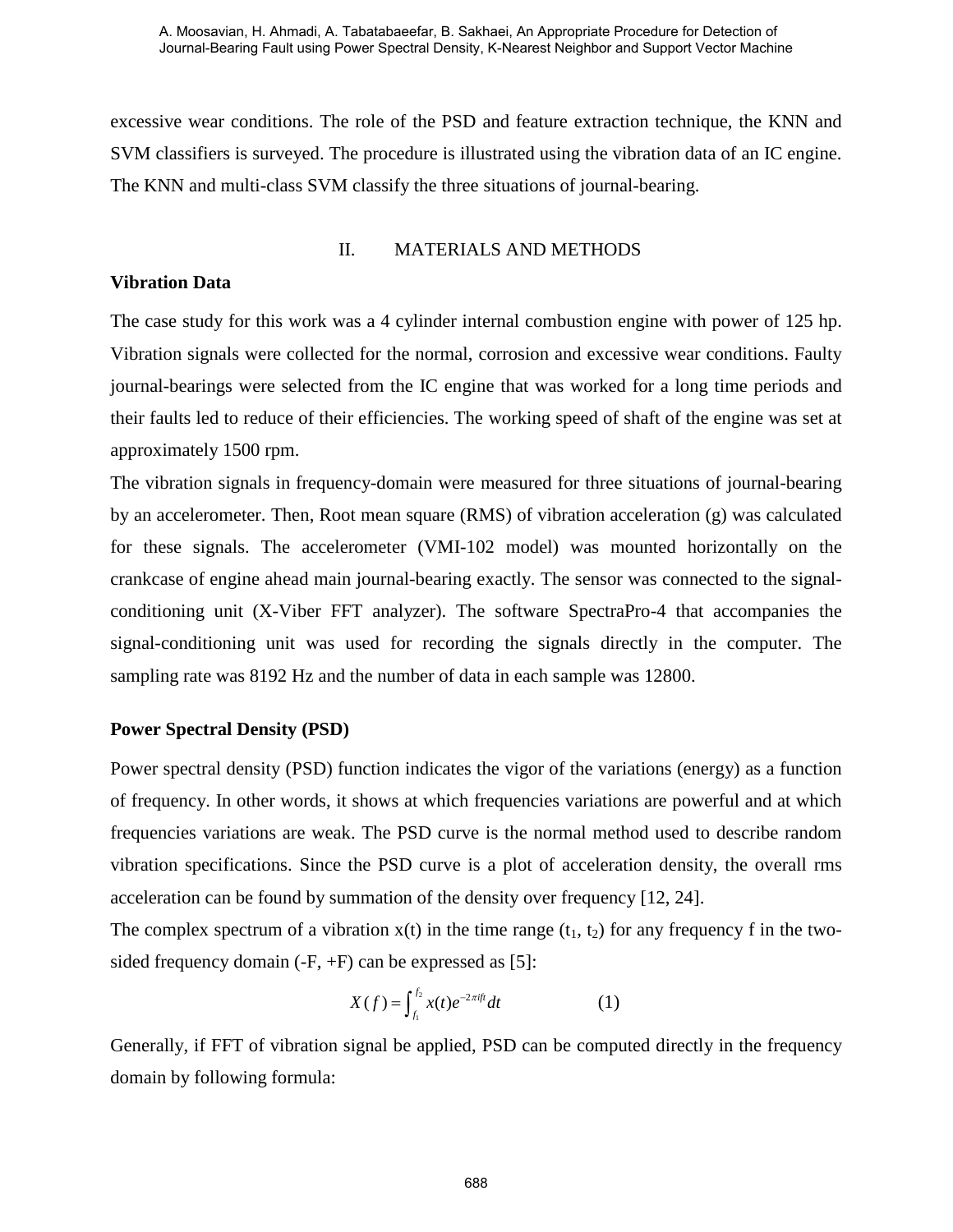excessive wear conditions. The role of the PSD and feature extraction technique, the KNN and SVM classifiers is surveyed. The procedure is illustrated using the vibration data of an IC engine. The KNN and multi-class SVM classify the three situations of journal-bearing.

## II. MATERIALS AND METHODS

### Vibration Data

The case study for this work was a 4 cylinder internal combustion engine with power of 125 hp. Vibration signals were collected for the normal, corrosion and excessive wear conditions. Faulty journal-bearings were selected from the IC engine that was worked for a long time periods and their faults led to reduce of their efficiencies. The working speed of shaft of the engine was set at approximately 1500 rpm.

The vibration signals in frequency-domain were measured for three situations of journal-bearing by an accelerometer. Then, Root mean square (RMS) of vibration acceleration (g) was calculated for these signals. The accelerometer (VMI-102 model) was mounted horizontally on the crankcase of engine ahead main journal-bearing exactly. The sensor was connected to the signal-conditioning unit (X-Viber FFT analyzer). The software SpectraPro-4 that accompanies the signal-conditioning unit was used for recording the signals directly in the computer. The sampling rate was 8192 Hz and the number of data in each sample was 12800.

### Power Spectral Density (PSD)

Power spectral density (PSD) function indicates the vigor of the variations (energy) as a function of frequency. In other words, it shows at which frequencies variations are powerful and at which frequencies variations are weak. The PSD curve is the normal method used to describe random vibration specifications. Since the PSD curve is a plot of acceleration density, the overall rms acceleration can be found by summation of the density over frequency [12, 24].

The complex spectrum of a vibration x(t) in the time range ($t_1$, $t_2$) for any frequency f in the two-sided frequency domain (-F, +F) can be expressed as [5]:

$$X(f) = \int_{t_1}^{t_2} x(t) e^{-2\pi i f t} dt \qquad (1)$$

Generally, if FFT of vibration signal be applied, PSD can be computed directly in the frequency domain by following formula: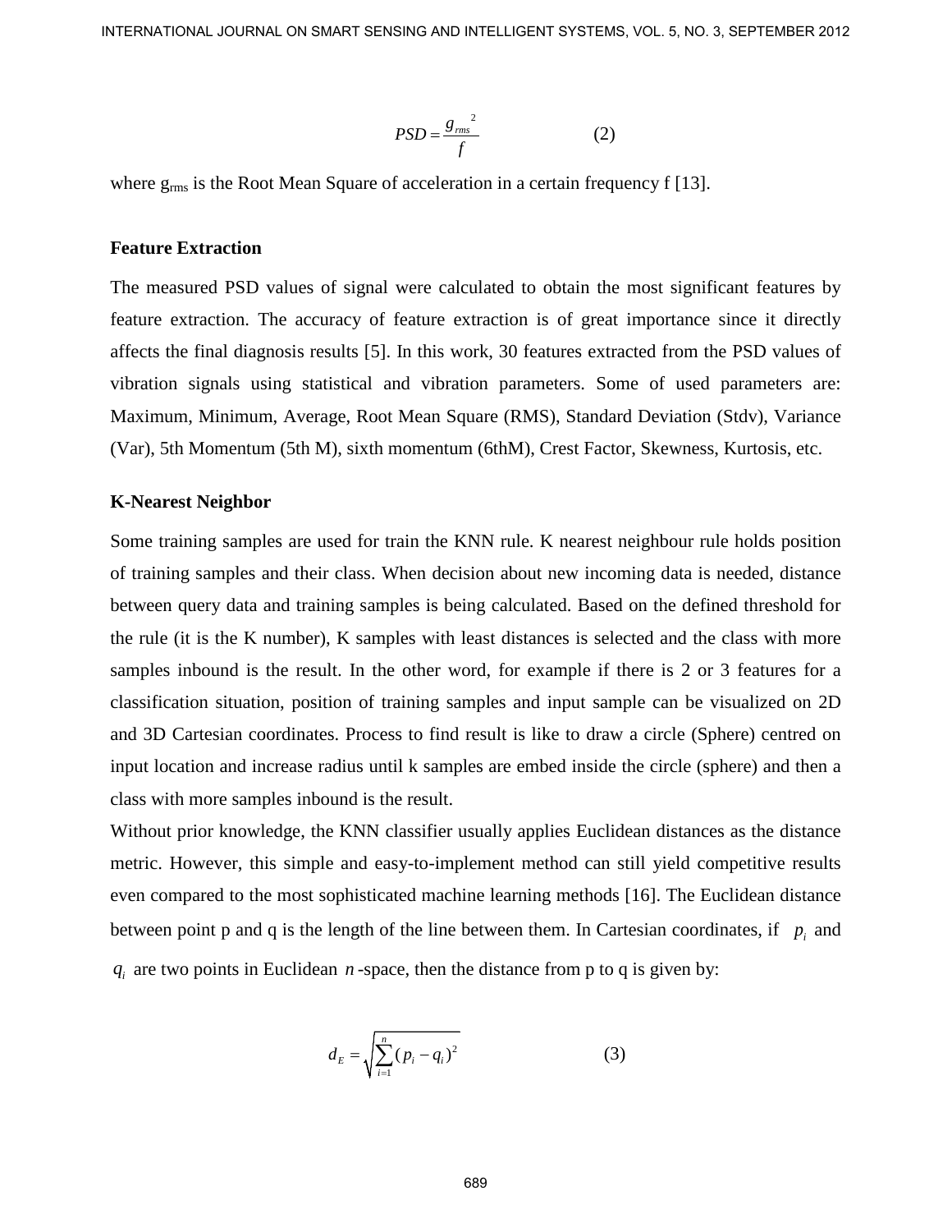$$PSD = \frac{g_{rms}^{\ 2}}{f} \qquad (2)$$

where $g_{rms}$ is the Root Mean Square of acceleration in a certain frequency f [13].

**Feature Extraction**

The measured PSD values of signal were calculated to obtain the most significant features by feature extraction. The accuracy of feature extraction is of great importance since it directly affects the final diagnosis results [5]. In this work, 30 features extracted from the PSD values of vibration signals using statistical and vibration parameters. Some of used parameters are: Maximum, Minimum, Average, Root Mean Square (RMS), Standard Deviation (Stdv), Variance (Var), 5th Momentum (5th M), sixth momentum (6thM), Crest Factor, Skewness, Kurtosis, etc.

**K-Nearest Neighbor**

Some training samples are used for train the KNN rule. K nearest neighbour rule holds position of training samples and their class. When decision about new incoming data is needed, distance between query data and training samples is being calculated. Based on the defined threshold for the rule (it is the K number), K samples with least distances is selected and the class with more samples inbound is the result. In the other word, for example if there is 2 or 3 features for a classification situation, position of training samples and input sample can be visualized on 2D and 3D Cartesian coordinates. Process to find result is like to draw a circle (Sphere) centred on input location and increase radius until k samples are embed inside the circle (sphere) and then a class with more samples inbound is the result.

Without prior knowledge, the KNN classifier usually applies Euclidean distances as the distance metric. However, this simple and easy-to-implement method can still yield competitive results even compared to the most sophisticated machine learning methods [16]. The Euclidean distance between point p and q is the length of the line between them. In Cartesian coordinates, if $p_i$ and $q_i$ are two points in Euclidean $n$-space, then the distance from p to q is given by:

$$d_E = \sqrt{\sum_{i=1}^{n} (p_i - q_i)^2} \qquad (3)$$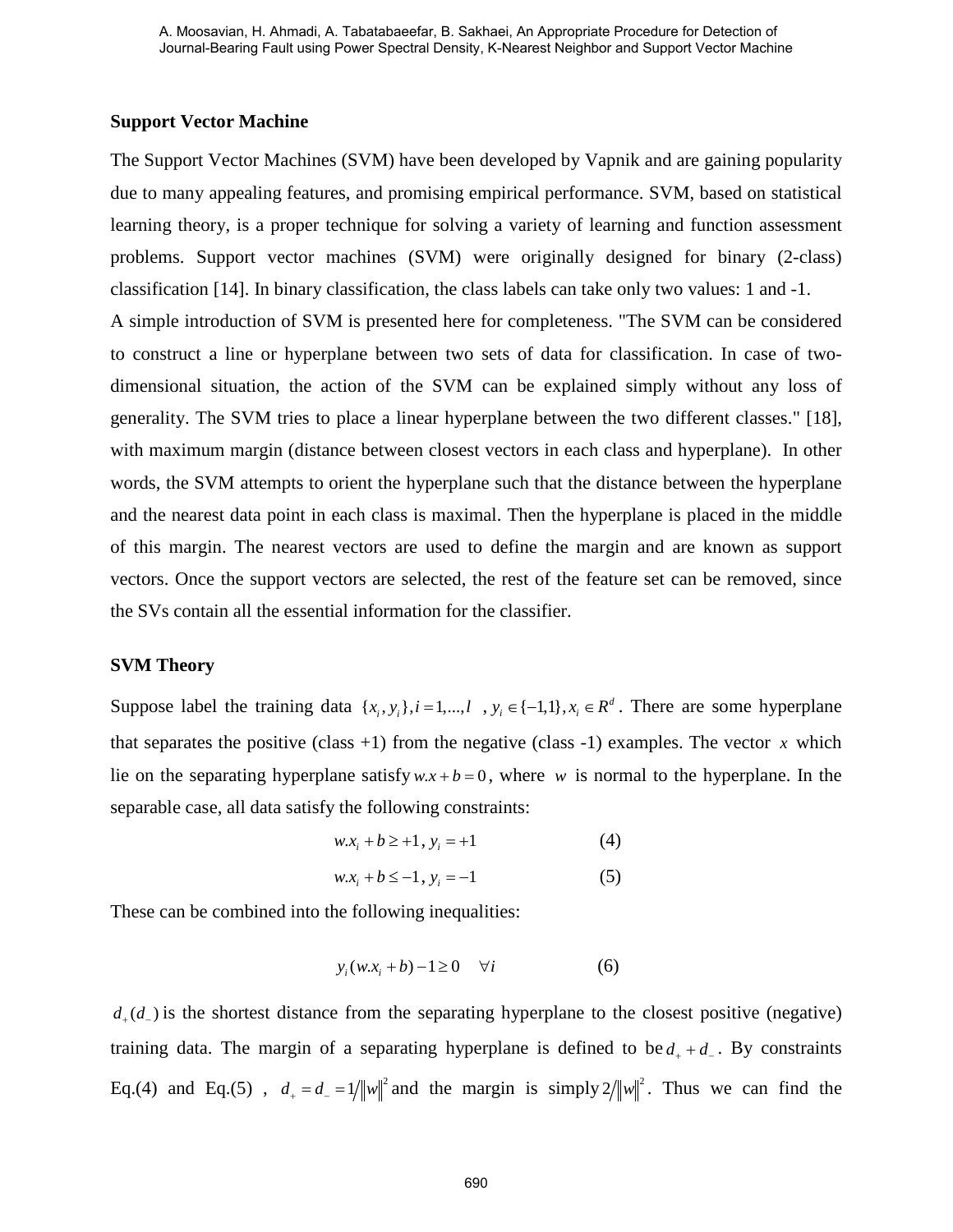**Support Vector Machine**

The Support Vector Machines (SVM) have been developed by Vapnik and are gaining popularity due to many appealing features, and promising empirical performance. SVM, based on statistical learning theory, is a proper technique for solving a variety of learning and function assessment problems. Support vector machines (SVM) were originally designed for binary (2-class) classification [14]. In binary classification, the class labels can take only two values: 1 and -1.

A simple introduction of SVM is presented here for completeness. "The SVM can be considered to construct a line or hyperplane between two sets of data for classification. In case of two-dimensional situation, the action of the SVM can be explained simply without any loss of generality. The SVM tries to place a linear hyperplane between the two different classes." [18], with maximum margin (distance between closest vectors in each class and hyperplane). In other words, the SVM attempts to orient the hyperplane such that the distance between the hyperplane and the nearest data point in each class is maximal. Then the hyperplane is placed in the middle of this margin. The nearest vectors are used to define the margin and are known as support vectors. Once the support vectors are selected, the rest of the feature set can be removed, since the SVs contain all the essential information for the classifier.

**SVM Theory**

Suppose label the training data $\{x_i, y_i\}, i = 1,...,l$ , $y_i \in \{-1,1\}, x_i \in R^d$. There are some hyperplane that separates the positive (class +1) from the negative (class -1) examples. The vector $x$ which lie on the separating hyperplane satisfy $w.x + b = 0$, where $w$ is normal to the hyperplane. In the separable case, all data satisfy the following constraints:

$$w.x_i + b \geq +1, \; y_i = +1 \qquad (4)$$

$$w.x_i + b \leq -1, \; y_i = -1 \qquad (5)$$

These can be combined into the following inequalities:

$$y_i(w.x_i + b) - 1 \geq 0 \quad \forall i \qquad (6)$$

$d_+(d_-)$ is the shortest distance from the separating hyperplane to the closest positive (negative) training data. The margin of a separating hyperplane is defined to be $d_+ + d_-$. By constraints Eq.(4) and Eq.(5) , $d_+ = d_- = 1/\|w\|^2$ and the margin is simply $2/\|w\|^2$. Thus we can find the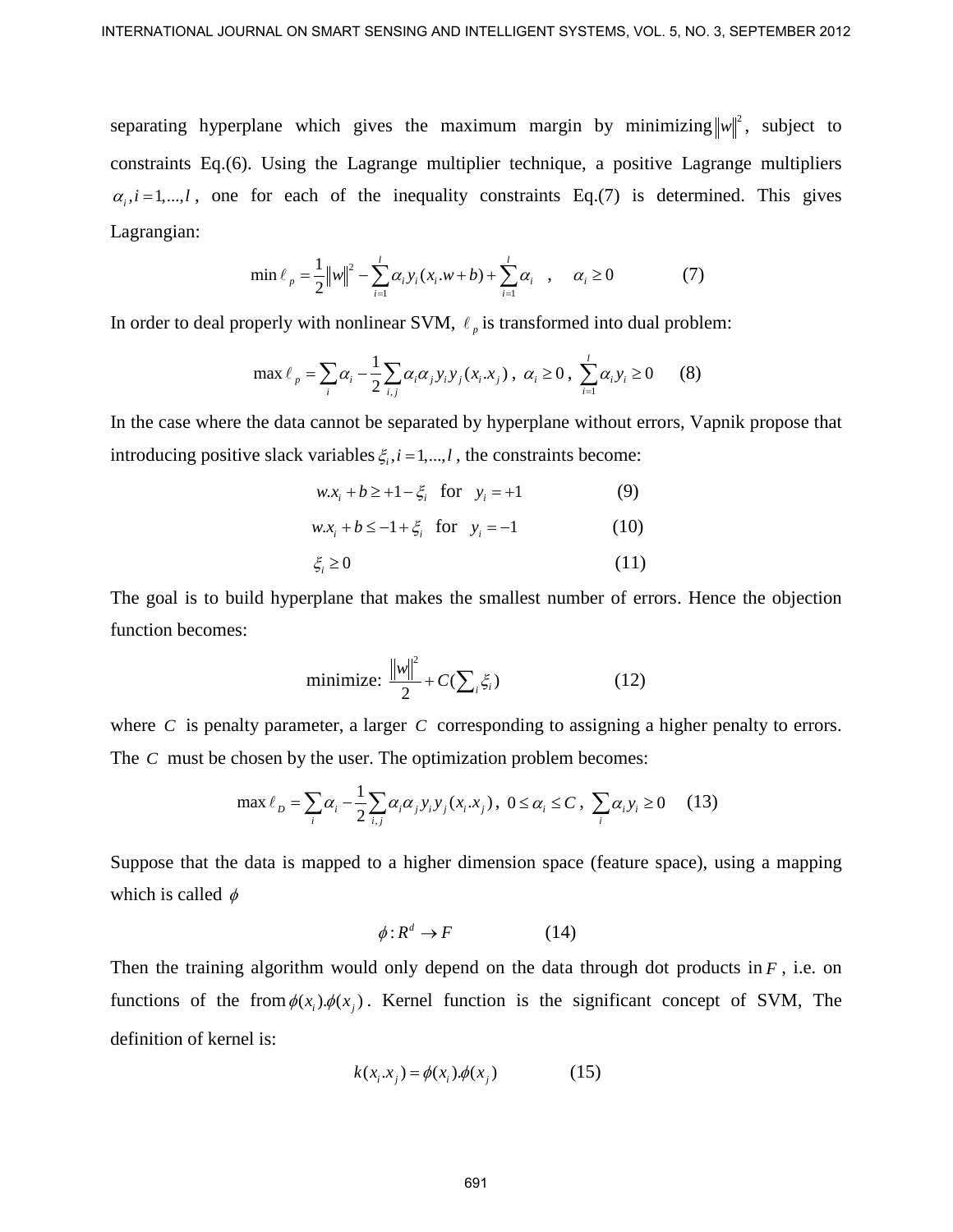separating hyperplane which gives the maximum margin by minimizing $\|w\|^2$, subject to constraints Eq.(6). Using the Lagrange multiplier technique, a positive Lagrange multipliers $\alpha_i, i = 1,...,l$, one for each of the inequality constraints Eq.(7) is determined. This gives Lagrangian:

$$\min \ell_p = \frac{1}{2}\|w\|^2 - \sum_{i=1}^{l} \alpha_i y_i (x_i.w + b) + \sum_{i=1}^{l} \alpha_i \quad , \quad \alpha_i \geq 0 \tag{7}$$

In order to deal properly with nonlinear SVM, $\ell_p$ is transformed into dual problem:

$$\max \ell_p = \sum_i \alpha_i - \frac{1}{2}\sum_{i,j} \alpha_i \alpha_j y_i y_j (x_i.x_j) \, , \; \alpha_i \geq 0 \, , \; \sum_{i=1}^{l} \alpha_i y_i \geq 0 \tag{8}$$

In the case where the data cannot be separated by hyperplane without errors, Vapnik propose that introducing positive slack variables $\xi_i, i = 1,...,l$, the constraints become:

$$w.x_i + b \geq +1 - \xi_i \quad \text{for} \quad y_i = +1 \tag{9}$$

$$w.x_i + b \leq -1 + \xi_i \quad \text{for} \quad y_i = -1 \tag{10}$$

$$\xi_i \geq 0 \tag{11}$$

The goal is to build hyperplane that makes the smallest number of errors. Hence the objection function becomes:

$$\text{minimize: } \frac{\|w\|^2}{2} + C(\sum_i \xi_i) \tag{12}$$

where $C$ is penalty parameter, a larger $C$ corresponding to assigning a higher penalty to errors. The $C$ must be chosen by the user. The optimization problem becomes:

$$\max \ell_D = \sum_i \alpha_i - \frac{1}{2}\sum_{i,j} \alpha_i \alpha_j y_i y_j (x_i.x_j) \, , \; 0 \leq \alpha_i \leq C \, , \; \sum_i \alpha_i y_i \geq 0 \tag{13}$$

Suppose that the data is mapped to a higher dimension space (feature space), using a mapping which is called $\phi$

$$\phi : R^d \rightarrow F \tag{14}$$

Then the training algorithm would only depend on the data through dot products in $F$, i.e. on functions of the from $\phi(x_i).\phi(x_j)$. Kernel function is the significant concept of SVM, The definition of kernel is:

$$k(x_i.x_j) = \phi(x_i).\phi(x_j) \tag{15}$$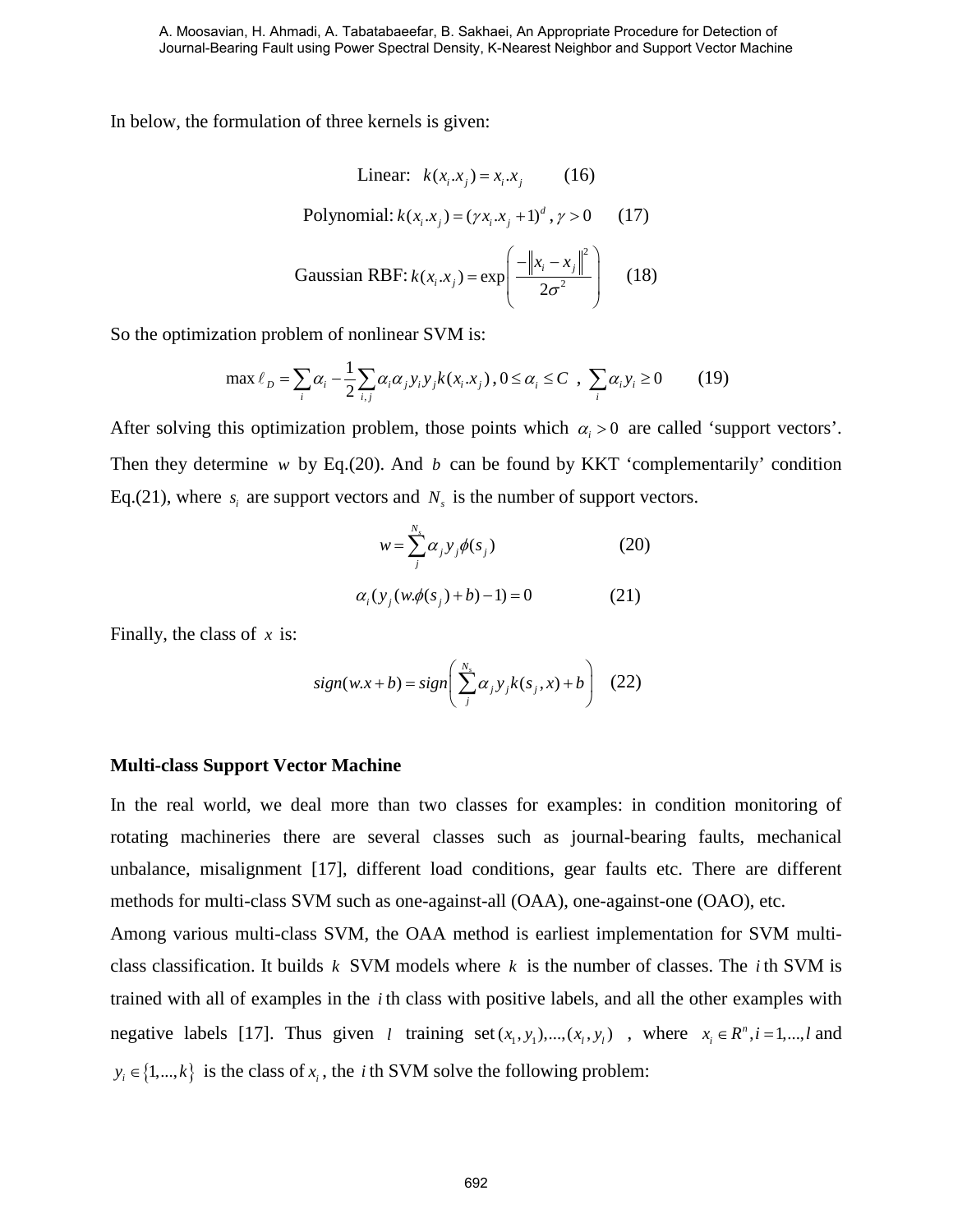In below, the formulation of three kernels is given:

$$\text{Linear: } k(x_i.x_j) = x_i.x_j \qquad (16)$$

$$\text{Polynomial: } k(x_i.x_j) = (\gamma x_i.x_j + 1)^d \,, \gamma > 0 \qquad (17)$$

$$\text{Gaussian RBF: } k(x_i.x_j) = \exp\left(\frac{-\left\|x_i - x_j\right\|^2}{2\sigma^2}\right) \qquad (18)$$

So the optimization problem of nonlinear SVM is:

$$\max \ell_D = \sum_i \alpha_i - \frac{1}{2}\sum_{i,j} \alpha_i \alpha_j y_i y_j k(x_i.x_j) \,, 0 \le \alpha_i \le C \,,\ \sum_i \alpha_i y_i \ge 0 \qquad (19)$$

After solving this optimization problem, those points which $\alpha_i > 0$ are called 'support vectors'. Then they determine $w$ by Eq.(20). And $b$ can be found by KKT 'complementarily' condition Eq.(21), where $s_i$ are support vectors and $N_s$ is the number of support vectors.

$$w = \sum_j^{N_s} \alpha_j y_j \phi(s_j) \qquad (20)$$

$$\alpha_i (y_j (w.\phi(s_j) + b) - 1) = 0 \qquad (21)$$

Finally, the class of $x$ is:

$$sign(w.x + b) = sign\left(\sum_j^{N_s} \alpha_j y_j k(s_j, x) + b\right) \qquad (22)$$

**Multi-class Support Vector Machine**

In the real world, we deal more than two classes for examples: in condition monitoring of rotating machineries there are several classes such as journal-bearing faults, mechanical unbalance, misalignment [17], different load conditions, gear faults etc. There are different methods for multi-class SVM such as one-against-all (OAA), one-against-one (OAO), etc.

Among various multi-class SVM, the OAA method is earliest implementation for SVM multi-class classification. It builds $k$ SVM models where $k$ is the number of classes. The $i$ th SVM is trained with all of examples in the $i$ th class with positive labels, and all the other examples with negative labels [17]. Thus given $l$ training set $(x_1, y_1),...,(x_l, y_l)$ , where $x_i \in R^n, i = 1,...,l$ and $y_i \in \{1,...,k\}$ is the class of $x_i$, the $i$ th SVM solve the following problem: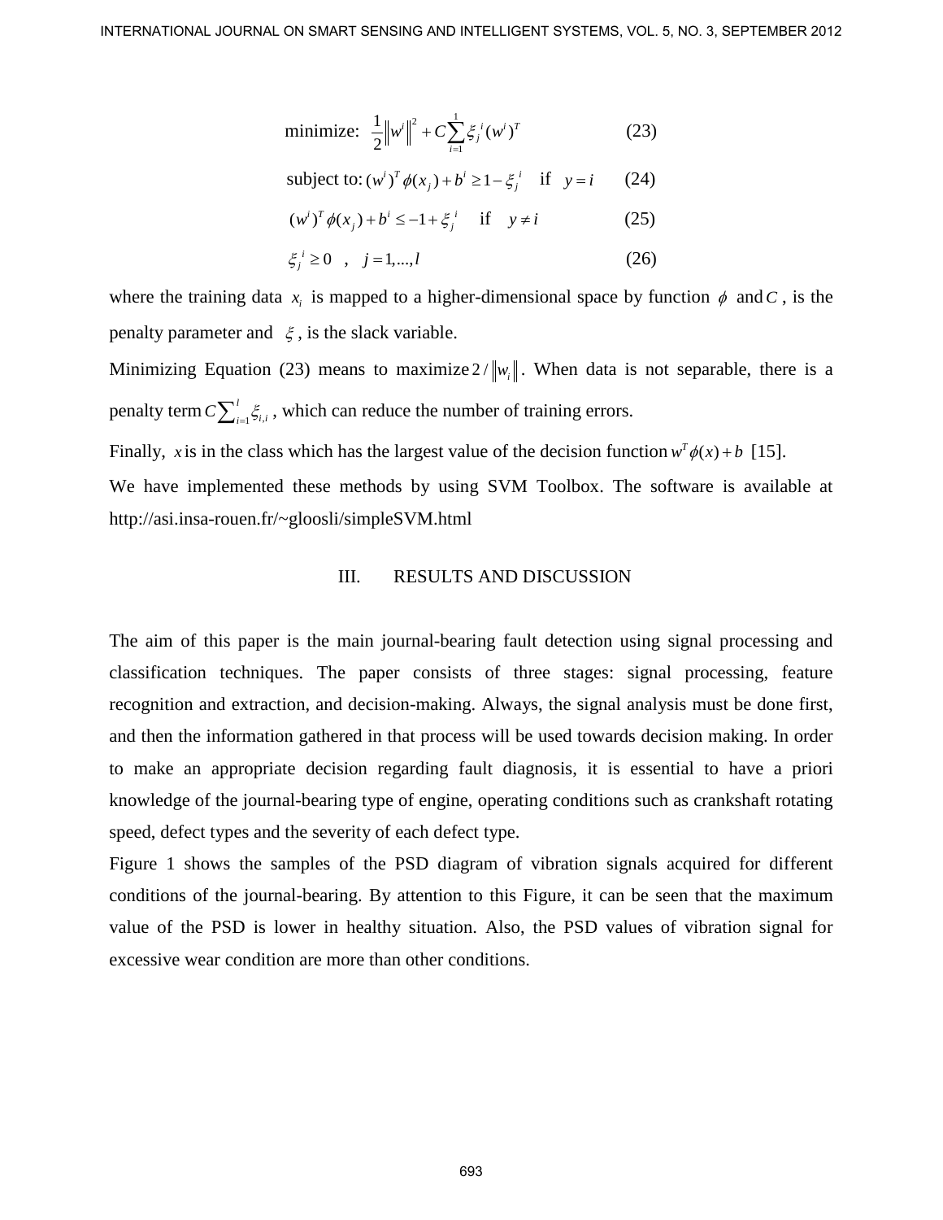$$\text{minimize: } \frac{1}{2}\left\|w^i\right\|^2 + C\sum_{i=1}^{1}\xi_j^{\ i}(w^i)^T \quad (23)$$

$$\text{subject to: } (w^i)^T\phi(x_j) + b^i \geq 1 - \xi_j^{\ i} \quad \text{if} \quad y = i \quad (24)$$

$$(w^i)^T\phi(x_j) + b^i \leq -1 + \xi_j^{\ i} \quad \text{if} \quad y \neq i \quad (25)$$

$$\xi_j^{\ i} \geq 0 \quad , \quad j = 1,...,l \quad (26)$$

where the training data $x_i$ is mapped to a higher-dimensional space by function $\phi$ and $C$, is the penalty parameter and $\xi$, is the slack variable.

Minimizing Equation (23) means to maximize $2/\left\|w_i\right\|$. When data is not separable, there is a penalty term $C\sum_{i=1}^{l}\xi_{i,i}$, which can reduce the number of training errors.

Finally, $x$ is in the class which has the largest value of the decision function $w^T\phi(x)+b$ [15].

We have implemented these methods by using SVM Toolbox. The software is available at http://asi.insa-rouen.fr/~gloosli/simpleSVM.html

## III. RESULTS AND DISCUSSION

The aim of this paper is the main journal-bearing fault detection using signal processing and classification techniques. The paper consists of three stages: signal processing, feature recognition and extraction, and decision-making. Always, the signal analysis must be done first, and then the information gathered in that process will be used towards decision making. In order to make an appropriate decision regarding fault diagnosis, it is essential to have a priori knowledge of the journal-bearing type of engine, operating conditions such as crankshaft rotating speed, defect types and the severity of each defect type.

Figure 1 shows the samples of the PSD diagram of vibration signals acquired for different conditions of the journal-bearing. By attention to this Figure, it can be seen that the maximum value of the PSD is lower in healthy situation. Also, the PSD values of vibration signal for excessive wear condition are more than other conditions.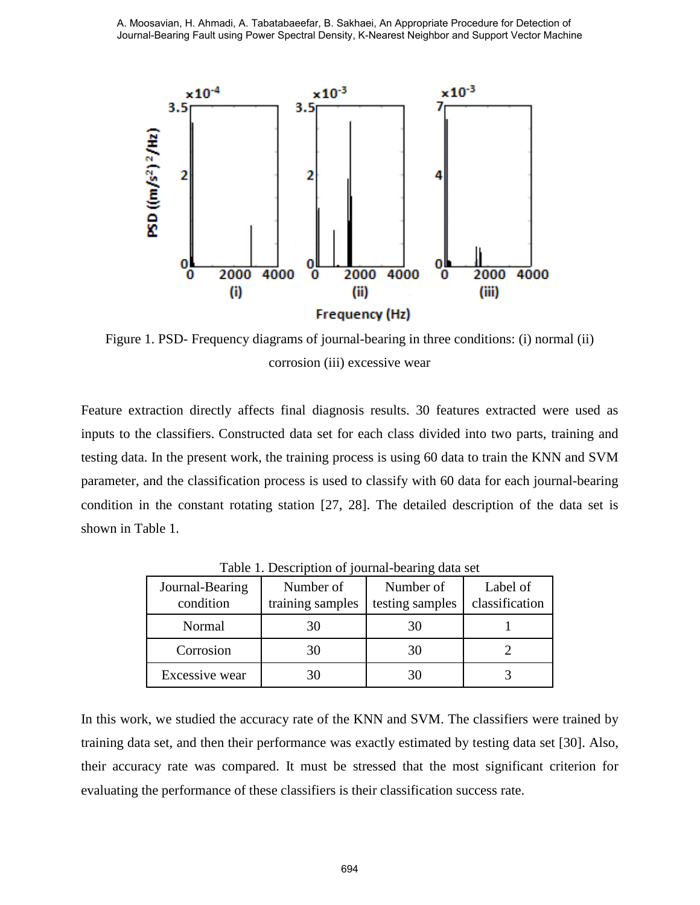Figure 1. PSD- Frequency diagrams of journal-bearing in three conditions: (i) normal (ii) corrosion (iii) excessive wear

Feature extraction directly affects final diagnosis results. 30 features extracted were used as inputs to the classifiers. Constructed data set for each class divided into two parts, training and testing data. In the present work, the training process is using 60 data to train the KNN and SVM parameter, and the classification process is used to classify with 60 data for each journal-bearing condition in the constant rotating station [27, 28]. The detailed description of the data set is shown in Table 1.

Table 1. Description of journal-bearing data set

| Journal-Bearing condition | Number of training samples | Number of testing samples | Label of classification |
|---|---|---|---|
| Normal | 30 | 30 | 1 |
| Corrosion | 30 | 30 | 2 |
| Excessive wear | 30 | 30 | 3 |

In this work, we studied the accuracy rate of the KNN and SVM. The classifiers were trained by training data set, and then their performance was exactly estimated by testing data set [30]. Also, their accuracy rate was compared. It must be stressed that the most significant criterion for evaluating the performance of these classifiers is their classification success rate.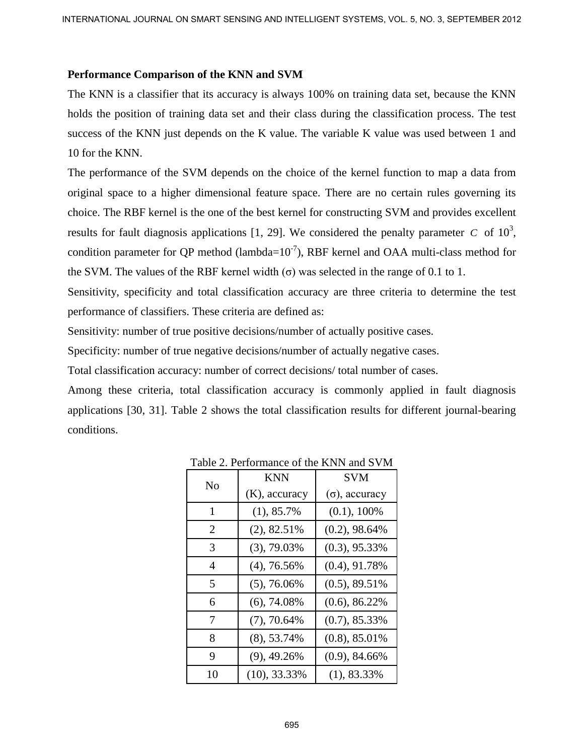**Performance Comparison of the KNN and SVM**

The KNN is a classifier that its accuracy is always 100% on training data set, because the KNN holds the position of training data set and their class during the classification process. The test success of the KNN just depends on the K value. The variable K value was used between 1 and 10 for the KNN.

The performance of the SVM depends on the choice of the kernel function to map a data from original space to a higher dimensional feature space. There are no certain rules governing its choice. The RBF kernel is the one of the best kernel for constructing SVM and provides excellent results for fault diagnosis applications [1, 29]. We considered the penalty parameter $C$ of $10^3$, condition parameter for QP method (lambda=$10^{-7}$), RBF kernel and OAA multi-class method for the SVM. The values of the RBF kernel width ($\sigma$) was selected in the range of 0.1 to 1.

Sensitivity, specificity and total classification accuracy are three criteria to determine the test performance of classifiers. These criteria are defined as:

Sensitivity: number of true positive decisions/number of actually positive cases.

Specificity: number of true negative decisions/number of actually negative cases.

Total classification accuracy: number of correct decisions/ total number of cases.

Among these criteria, total classification accuracy is commonly applied in fault diagnosis applications [30, 31]. Table 2 shows the total classification results for different journal-bearing conditions.

Table 2. Performance of the KNN and SVM

| No | KNN (K), accuracy | SVM ($\sigma$), accuracy |
|---|---|---|
| 1 | (1), 85.7% | (0.1), 100% |
| 2 | (2), 82.51% | (0.2), 98.64% |
| 3 | (3), 79.03% | (0.3), 95.33% |
| 4 | (4), 76.56% | (0.4), 91.78% |
| 5 | (5), 76.06% | (0.5), 89.51% |
| 6 | (6), 74.08% | (0.6), 86.22% |
| 7 | (7), 70.64% | (0.7), 85.33% |
| 8 | (8), 53.74% | (0.8), 85.01% |
| 9 | (9), 49.26% | (0.9), 84.66% |
| 10 | (10), 33.33% | (1), 83.33% |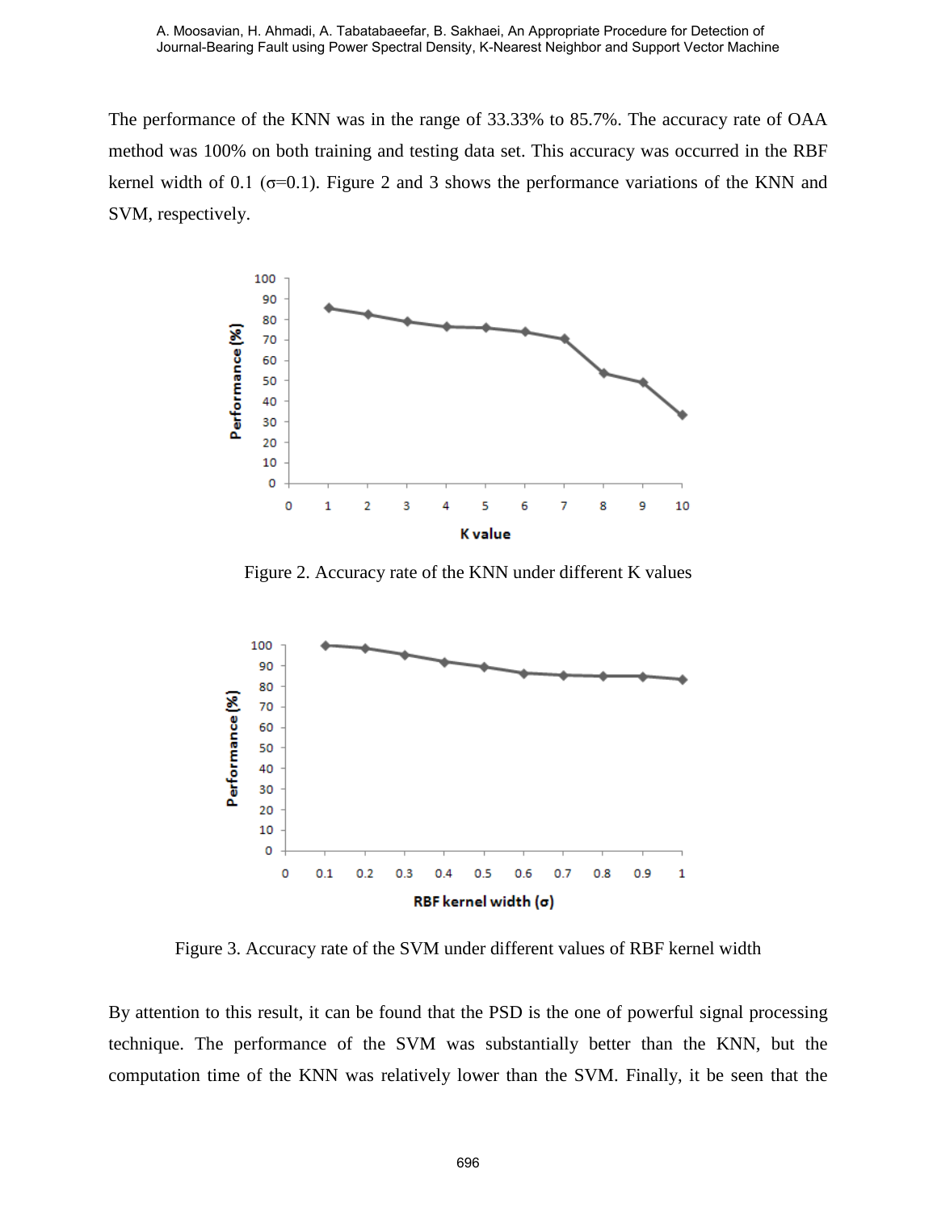The performance of the KNN was in the range of 33.33% to 85.7%. The accuracy rate of OAA method was 100% on both training and testing data set. This accuracy was occurred in the RBF kernel width of 0.1 (σ=0.1). Figure 2 and 3 shows the performance variations of the KNN and SVM, respectively.

Figure 2. Accuracy rate of the KNN under different K values

Figure 3. Accuracy rate of the SVM under different values of RBF kernel width

By attention to this result, it can be found that the PSD is the one of powerful signal processing technique. The performance of the SVM was substantially better than the KNN, but the computation time of the KNN was relatively lower than the SVM. Finally, it be seen that the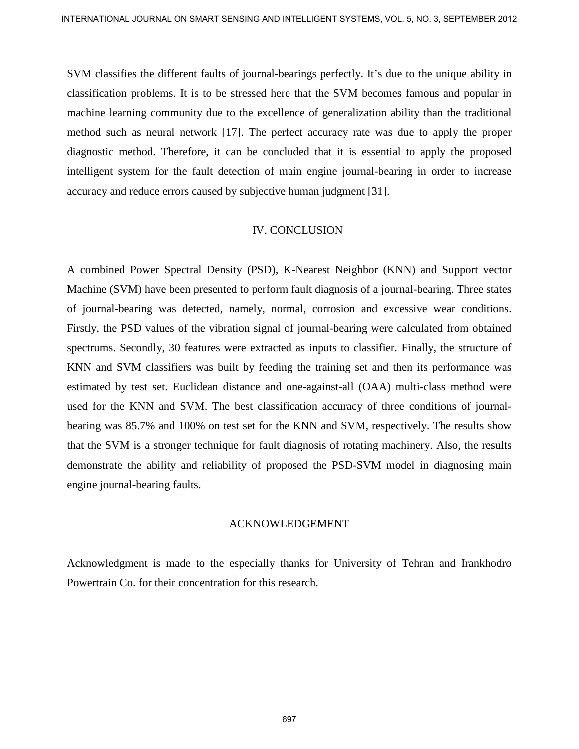SVM classifies the different faults of journal-bearings perfectly. It's due to the unique ability in classification problems. It is to be stressed here that the SVM becomes famous and popular in machine learning community due to the excellence of generalization ability than the traditional method such as neural network [17]. The perfect accuracy rate was due to apply the proper diagnostic method. Therefore, it can be concluded that it is essential to apply the proposed intelligent system for the fault detection of main engine journal-bearing in order to increase accuracy and reduce errors caused by subjective human judgment [31].

## IV. CONCLUSION

A combined Power Spectral Density (PSD), K-Nearest Neighbor (KNN) and Support vector Machine (SVM) have been presented to perform fault diagnosis of a journal-bearing. Three states of journal-bearing was detected, namely, normal, corrosion and excessive wear conditions. Firstly, the PSD values of the vibration signal of journal-bearing were calculated from obtained spectrums. Secondly, 30 features were extracted as inputs to classifier. Finally, the structure of KNN and SVM classifiers was built by feeding the training set and then its performance was estimated by test set. Euclidean distance and one-against-all (OAA) multi-class method were used for the KNN and SVM. The best classification accuracy of three conditions of journal-bearing was 85.7% and 100% on test set for the KNN and SVM, respectively. The results show that the SVM is a stronger technique for fault diagnosis of rotating machinery. Also, the results demonstrate the ability and reliability of proposed the PSD-SVM model in diagnosing main engine journal-bearing faults.

## ACKNOWLEDGEMENT

Acknowledgment is made to the especially thanks for University of Tehran and Irankhodro Powertrain Co. for their concentration for this research.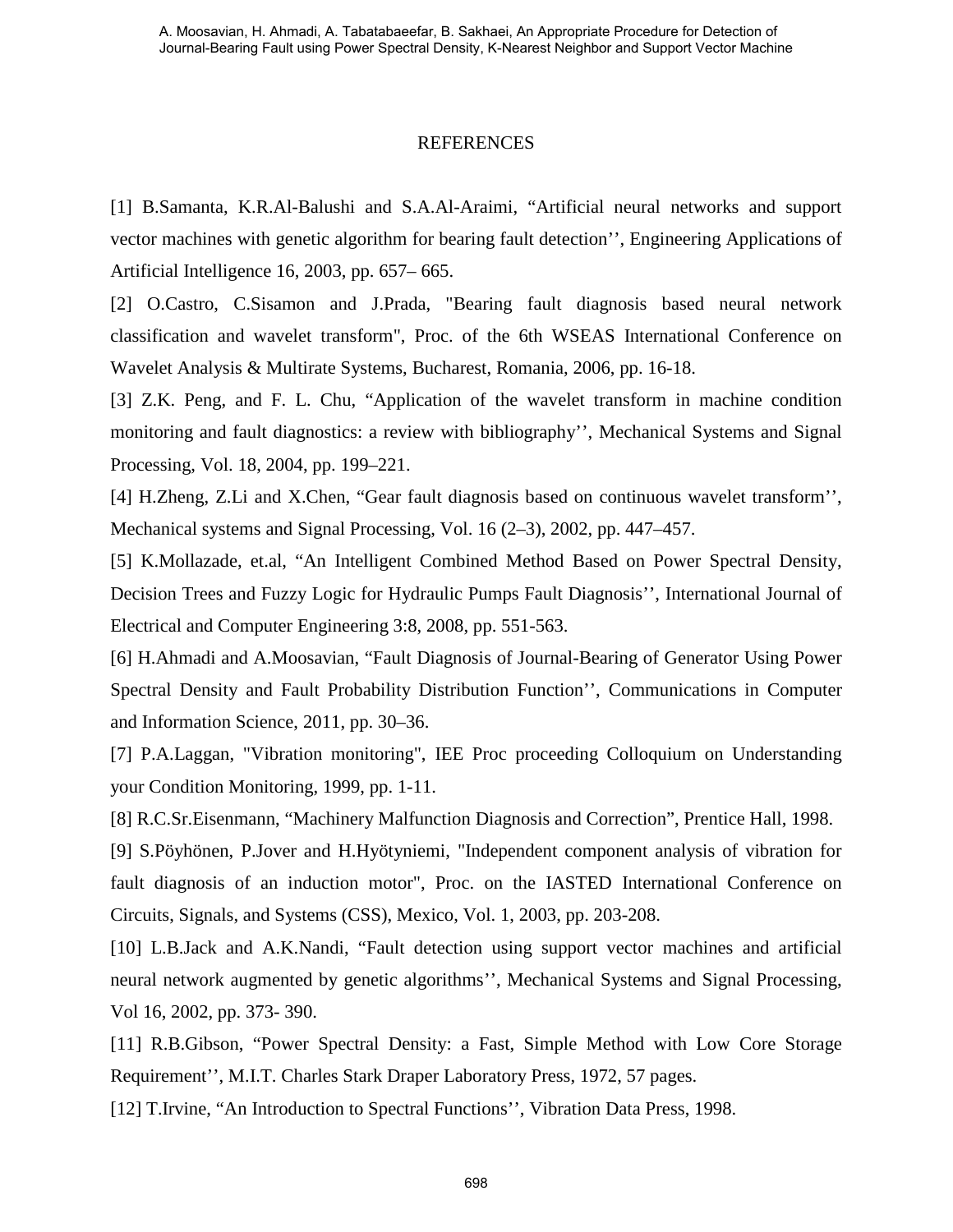# REFERENCES

[1] B.Samanta, K.R.Al-Balushi and S.A.Al-Araimi, “Artificial neural networks and support vector machines with genetic algorithm for bearing fault detection’’, Engineering Applications of Artificial Intelligence 16, 2003, pp. 657– 665.

[2] O.Castro, C.Sisamon and J.Prada, "Bearing fault diagnosis based neural network classification and wavelet transform", Proc. of the 6th WSEAS International Conference on Wavelet Analysis & Multirate Systems, Bucharest, Romania, 2006, pp. 16-18.

[3] Z.K. Peng, and F. L. Chu, “Application of the wavelet transform in machine condition monitoring and fault diagnostics: a review with bibliography’’, Mechanical Systems and Signal Processing, Vol. 18, 2004, pp. 199–221.

[4] H.Zheng, Z.Li and X.Chen, “Gear fault diagnosis based on continuous wavelet transform’’, Mechanical systems and Signal Processing, Vol. 16 (2–3), 2002, pp. 447–457.

[5] K.Mollazade, et.al, “An Intelligent Combined Method Based on Power Spectral Density, Decision Trees and Fuzzy Logic for Hydraulic Pumps Fault Diagnosis’’, International Journal of Electrical and Computer Engineering 3:8, 2008, pp. 551-563.

[6] H.Ahmadi and A.Moosavian, “Fault Diagnosis of Journal-Bearing of Generator Using Power Spectral Density and Fault Probability Distribution Function’’, Communications in Computer and Information Science, 2011, pp. 30–36.

[7] P.A.Laggan, "Vibration monitoring", IEE Proc proceeding Colloquium on Understanding your Condition Monitoring, 1999, pp. 1-11.

[8] R.C.Sr.Eisenmann, “Machinery Malfunction Diagnosis and Correction”, Prentice Hall, 1998.

[9] S.Pöyhönen, P.Jover and H.Hyötyniemi, "Independent component analysis of vibration for fault diagnosis of an induction motor", Proc. on the IASTED International Conference on Circuits, Signals, and Systems (CSS), Mexico, Vol. 1, 2003, pp. 203-208.

[10] L.B.Jack and A.K.Nandi, “Fault detection using support vector machines and artificial neural network augmented by genetic algorithms’’, Mechanical Systems and Signal Processing, Vol 16, 2002, pp. 373- 390.

[11] R.B.Gibson, “Power Spectral Density: a Fast, Simple Method with Low Core Storage Requirement’’, M.I.T. Charles Stark Draper Laboratory Press, 1972, 57 pages.

[12] T.Irvine, “An Introduction to Spectral Functions’’, Vibration Data Press, 1998.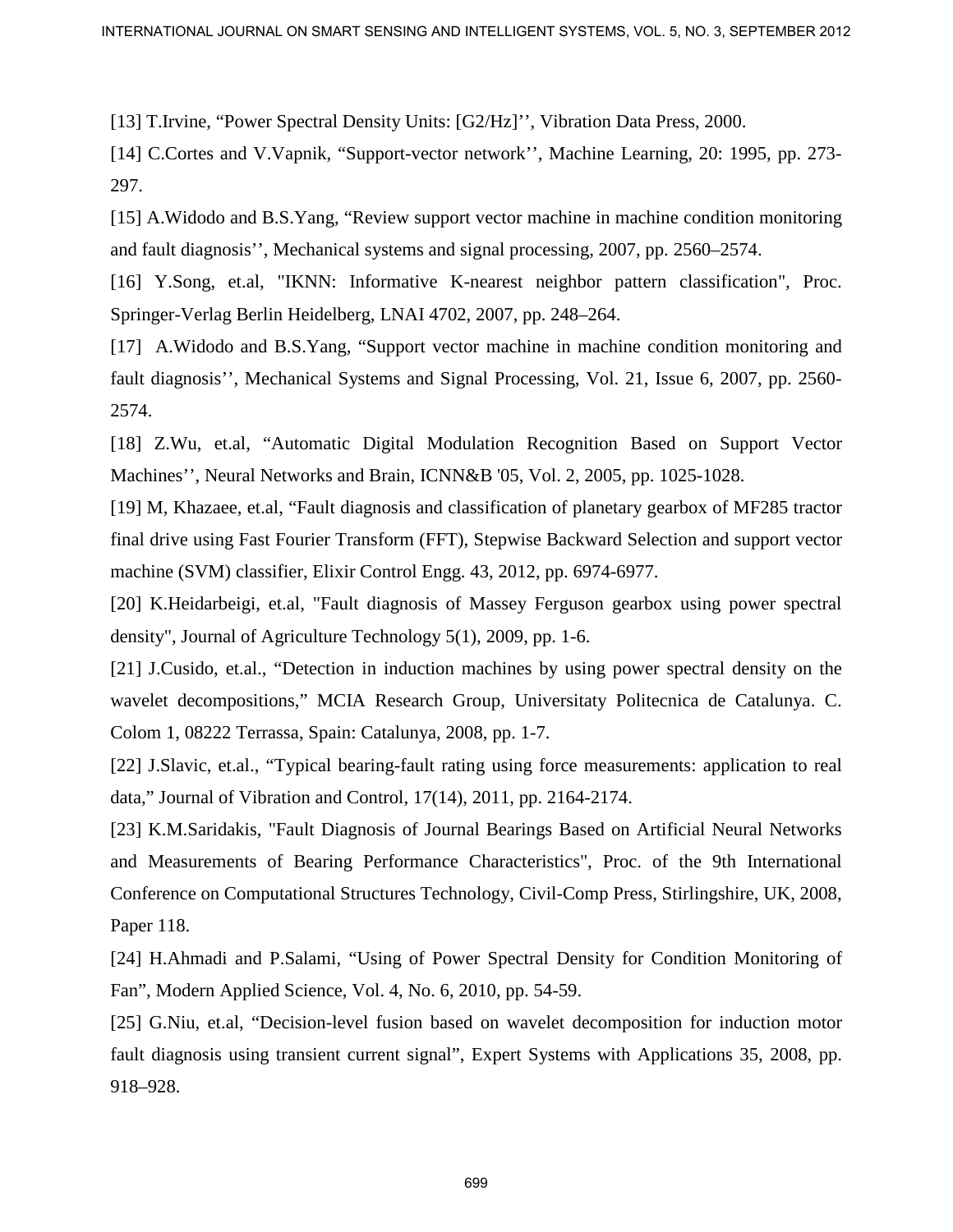[13] T.Irvine, “Power Spectral Density Units: [G2/Hz]’’, Vibration Data Press, 2000.

[14] C.Cortes and V.Vapnik, “Support-vector network’’, Machine Learning, 20: 1995, pp. 273-297.

[15] A.Widodo and B.S.Yang, “Review support vector machine in machine condition monitoring and fault diagnosis’’, Mechanical systems and signal processing, 2007, pp. 2560–2574.

[16] Y.Song, et.al, "IKNN: Informative K-nearest neighbor pattern classification", Proc. Springer-Verlag Berlin Heidelberg, LNAI 4702, 2007, pp. 248–264.

[17] A.Widodo and B.S.Yang, “Support vector machine in machine condition monitoring and fault diagnosis’’, Mechanical Systems and Signal Processing, Vol. 21, Issue 6, 2007, pp. 2560-2574.

[18] Z.Wu, et.al, “Automatic Digital Modulation Recognition Based on Support Vector Machines’’, Neural Networks and Brain, ICNN&B '05, Vol. 2, 2005, pp. 1025-1028.

[19] M, Khazaee, et.al, “Fault diagnosis and classification of planetary gearbox of MF285 tractor final drive using Fast Fourier Transform (FFT), Stepwise Backward Selection and support vector machine (SVM) classifier, Elixir Control Engg. 43, 2012, pp. 6974-6977.

[20] K.Heidarbeigi, et.al, "Fault diagnosis of Massey Ferguson gearbox using power spectral density", Journal of Agriculture Technology 5(1), 2009, pp. 1-6.

[21] J.Cusido, et.al., “Detection in induction machines by using power spectral density on the wavelet decompositions,” MCIA Research Group, Universitaty Politecnica de Catalunya. C. Colom 1, 08222 Terrassa, Spain: Catalunya, 2008, pp. 1-7.

[22] J.Slavic, et.al., “Typical bearing-fault rating using force measurements: application to real data,” Journal of Vibration and Control, 17(14), 2011, pp. 2164-2174.

[23] K.M.Saridakis, "Fault Diagnosis of Journal Bearings Based on Artificial Neural Networks and Measurements of Bearing Performance Characteristics", Proc. of the 9th International Conference on Computational Structures Technology, Civil-Comp Press, Stirlingshire, UK, 2008, Paper 118.

[24] H.Ahmadi and P.Salami, “Using of Power Spectral Density for Condition Monitoring of Fan”, Modern Applied Science, Vol. 4, No. 6, 2010, pp. 54-59.

[25] G.Niu, et.al, “Decision-level fusion based on wavelet decomposition for induction motor fault diagnosis using transient current signal”, Expert Systems with Applications 35, 2008, pp. 918–928.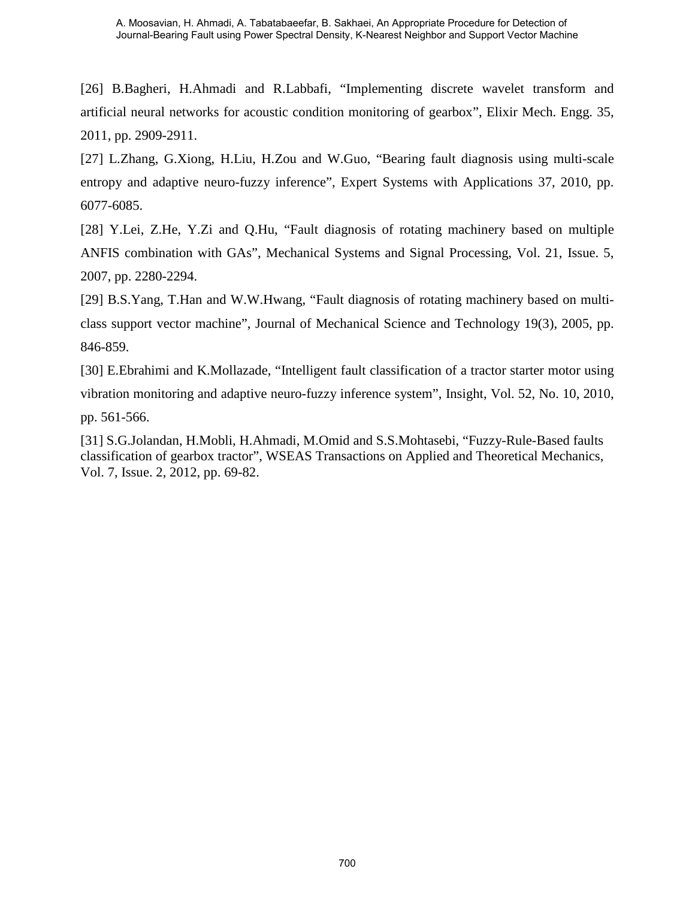[26] B.Bagheri, H.Ahmadi and R.Labbafi, “Implementing discrete wavelet transform and artificial neural networks for acoustic condition monitoring of gearbox”, Elixir Mech. Engg. 35, 2011, pp. 2909-2911.

[27] L.Zhang, G.Xiong, H.Liu, H.Zou and W.Guo, “Bearing fault diagnosis using multi-scale entropy and adaptive neuro-fuzzy inference”, Expert Systems with Applications 37, 2010, pp. 6077-6085.

[28] Y.Lei, Z.He, Y.Zi and Q.Hu, “Fault diagnosis of rotating machinery based on multiple ANFIS combination with GAs”, Mechanical Systems and Signal Processing, Vol. 21, Issue. 5, 2007, pp. 2280-2294.

[29] B.S.Yang, T.Han and W.W.Hwang, “Fault diagnosis of rotating machinery based on multi-class support vector machine”, Journal of Mechanical Science and Technology 19(3), 2005, pp. 846-859.

[30] E.Ebrahimi and K.Mollazade, “Intelligent fault classification of a tractor starter motor using vibration monitoring and adaptive neuro-fuzzy inference system”, Insight, Vol. 52, No. 10, 2010, pp. 561-566.

[31] S.G.Jolandan, H.Mobli, H.Ahmadi, M.Omid and S.S.Mohtasebi, “Fuzzy-Rule-Based faults classification of gearbox tractor”, WSEAS Transactions on Applied and Theoretical Mechanics, Vol. 7, Issue. 2, 2012, pp. 69-82.